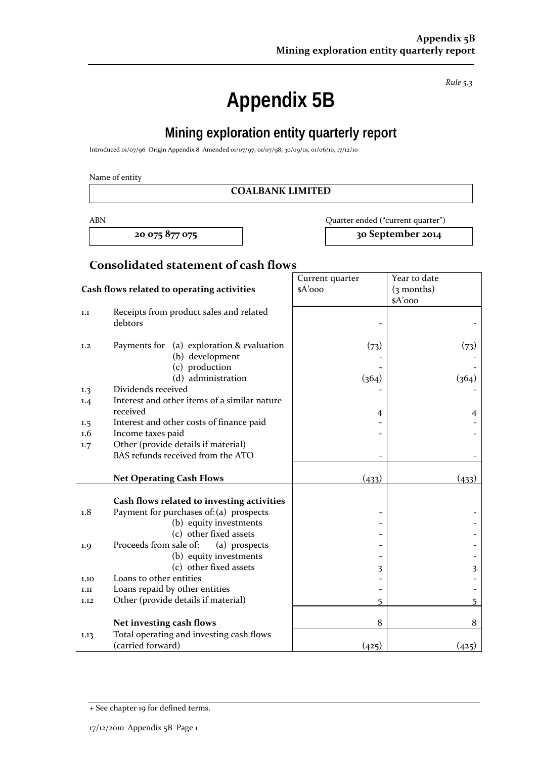*Rule 5.3*

# Appendix 5B

## Mining exploration entity quarterly report

Introduced 01/07/96 Origin Appendix 8 Amended 01/07/97, 01/07/98, 30/09/01, 01/06/10, 17/12/10

Name of entity

**COALBANK LIMITED**

| ABN | Quarter ended ("current quarter") |
|---|---|
| **20 075 877 075** | **30 September 2014** |

## Consolidated statement of cash flows

| | Cash flows related to operating activities | Current quarter $A'000 | Year to date (3 months) $A'000 |
|---|---|---|---|
| 1.1 | Receipts from product sales and related debtors | - | - |
| 1.2 | Payments for (a) exploration & evaluation | (73) | (73) |
| | (b) development | - | - |
| | (c) production | - | - |
| | (d) administration | (364) | (364) |
| 1.3 | Dividends received | - | - |
| 1.4 | Interest and other items of a similar nature received | 4 | 4 |
| 1.5 | Interest and other costs of finance paid | - | - |
| 1.6 | Income taxes paid | - | - |
| 1.7 | Other (provide details if material) BAS refunds received from the ATO | - | - |
| | **Net Operating Cash Flows** | (433) | (433) |
| | **Cash flows related to investing activities** | | |
| 1.8 | Payment for purchases of: (a) prospects | - | - |
| | (b) equity investments | - | - |
| | (c) other fixed assets | - | - |
| 1.9 | Proceeds from sale of: (a) prospects | - | - |
| | (b) equity investments | - | - |
| | (c) other fixed assets | 3 | 3 |
| 1.10 | Loans to other entities | - | - |
| 1.11 | Loans repaid by other entities | - | - |
| 1.12 | Other (provide details if material) | 5 | 5 |
| | **Net investing cash flows** | 8 | 8 |
| 1.13 | Total operating and investing cash flows (carried forward) | (425) | (425) |

+ See chapter 19 for defined terms.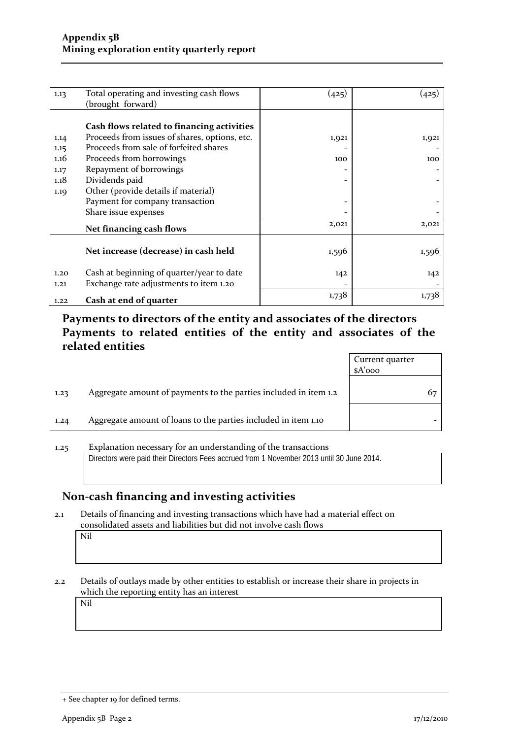| | | | |
|---|---|---|---|
| 1.13 | Total operating and investing cash flows (brought forward) | (425) | (425) |
| | | | |
| | **Cash flows related to financing activities** | | |
| 1.14 | Proceeds from issues of shares, options, etc. | 1,921 | 1,921 |
| 1.15 | Proceeds from sale of forfeited shares | - | - |
| 1.16 | Proceeds from borrowings | 100 | 100 |
| 1.17 | Repayment of borrowings | - | - |
| 1.18 | Dividends paid | - | - |
| 1.19 | Other (provide details if material) | | |
| | Payment for company transaction | - | - |
| | Share issue expenses | - | - |
| | **Net financing cash flows** | 2,021 | 2,021 |
| | | | |
| | **Net increase (decrease) in cash held** | 1,596 | 1,596 |
| | | | |
| 1.20 | Cash at beginning of quarter/year to date | 142 | 142 |
| 1.21 | Exchange rate adjustments to item 1.20 | - | - |
| 1.22 | **Cash at end of quarter** | 1,738 | 1,738 |

## Payments to directors of the entity and associates of the directors Payments to related entities of the entity and associates of the related entities

| | | Current quarter $A'000 |
|---|---|---|
| 1.23 | Aggregate amount of payments to the parties included in item 1.2 | 67 |
| 1.24 | Aggregate amount of loans to the parties included in item 1.10 | - |

1.25 Explanation necessary for an understanding of the transactions

Directors were paid their Directors Fees accrued from 1 November 2013 until 30 June 2014.

## Non-cash financing and investing activities

2.1 Details of financing and investing transactions which have had a material effect on consolidated assets and liabilities but did not involve cash flows

Nil

2.2 Details of outlays made by other entities to establish or increase their share in projects in which the reporting entity has an interest

Nil

+ See chapter 19 for defined terms.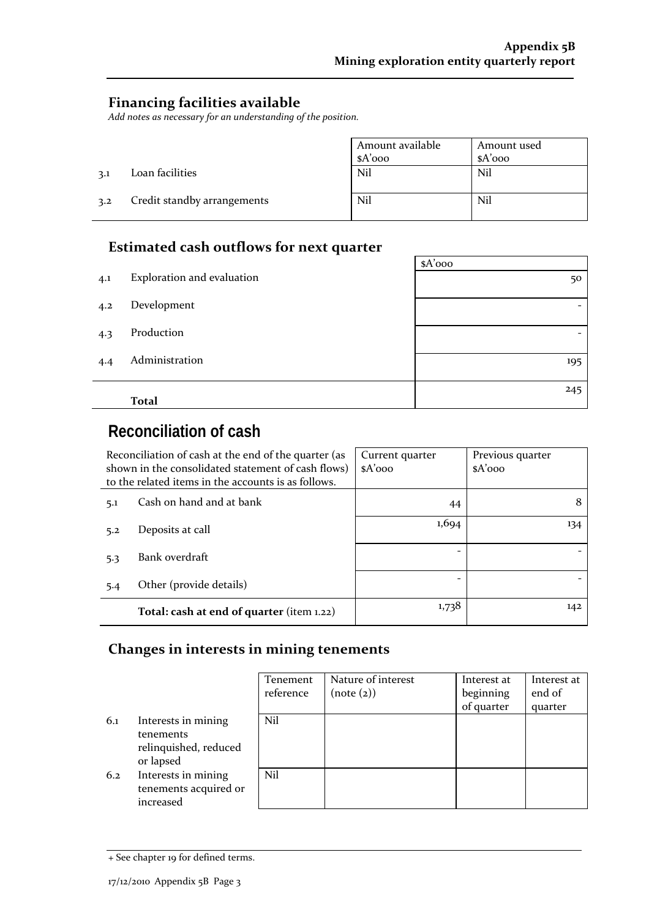## Financing facilities available

*Add notes as necessary for an understanding of the position.*

| | | Amount available $A'000 | Amount used $A'000 |
|---|---|---|---|
| 3.1 | Loan facilities | Nil | Nil |
| 3.2 | Credit standby arrangements | Nil | Nil |

## Estimated cash outflows for next quarter

| | | $A'000 |
|---|---|---|
| 4.1 | Exploration and evaluation | 50 |
| 4.2 | Development | - |
| 4.3 | Production | - |
| 4.4 | Administration | 195 |
| | **Total** | 245 |

# Reconciliation of cash

| Reconciliation of cash at the end of the quarter (as shown in the consolidated statement of cash flows) to the related items in the accounts is as follows. | | Current quarter $A'000 | Previous quarter $A'000 |
|---|---|---|---|
| 5.1 | Cash on hand and at bank | 44 | 8 |
| 5.2 | Deposits at call | 1,694 | 134 |
| 5.3 | Bank overdraft | - | - |
| 5.4 | Other (provide details) | - | - |
| | **Total: cash at end of quarter** (item 1.22) | 1,738 | 142 |

## Changes in interests in mining tenements

| | | Tenement reference | Nature of interest (note (2)) | Interest at beginning of quarter | Interest at end of quarter |
|---|---|---|---|---|---|
| 6.1 | Interests in mining tenements relinquished, reduced or lapsed | Nil | | | |
| 6.2 | Interests in mining tenements acquired or increased | Nil | | | |

+ See chapter 19 for defined terms.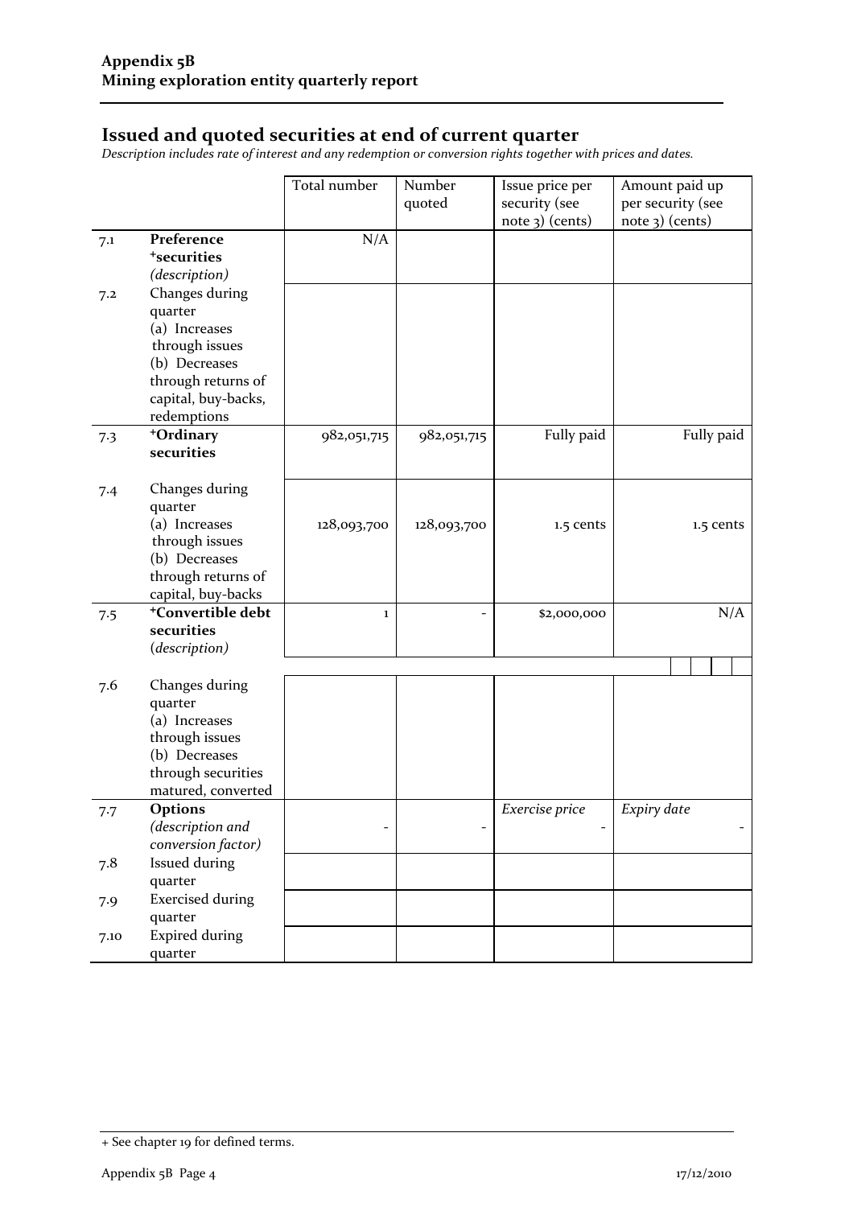## Issued and quoted securities at end of current quarter

*Description includes rate of interest and any redemption or conversion rights together with prices and dates.*

| | | Total number | Number quoted | Issue price per security (see note 3) (cents) | Amount paid up per security (see note 3) (cents) |
|---|---|---|---|---|---|
| 7.1 | **Preference +securities** *(description)* | N/A | | | |
| 7.2 | Changes during quarter (a) Increases through issues (b) Decreases through returns of capital, buy-backs, redemptions | | | | |
| 7.3 | **+Ordinary securities** | 982,051,715 | 982,051,715 | Fully paid | Fully paid |
| 7.4 | Changes during quarter (a) Increases through issues (b) Decreases through returns of capital, buy-backs | 128,093,700 | 128,093,700 | 1.5 cents | 1.5 cents |
| 7.5 | **+Convertible debt securities** *(description)* | 1 | - | $2,000,000 | N/A |
| 7.6 | Changes during quarter (a) Increases through issues (b) Decreases through securities matured, converted | | | | |
| 7.7 | **Options** *(description and conversion factor)* | - | - | *Exercise price* - | *Expiry date* - |
| 7.8 | Issued during quarter | | | | |
| 7.9 | Exercised during quarter | | | | |
| 7.10 | Expired during quarter | | | | |

+ See chapter 19 for defined terms.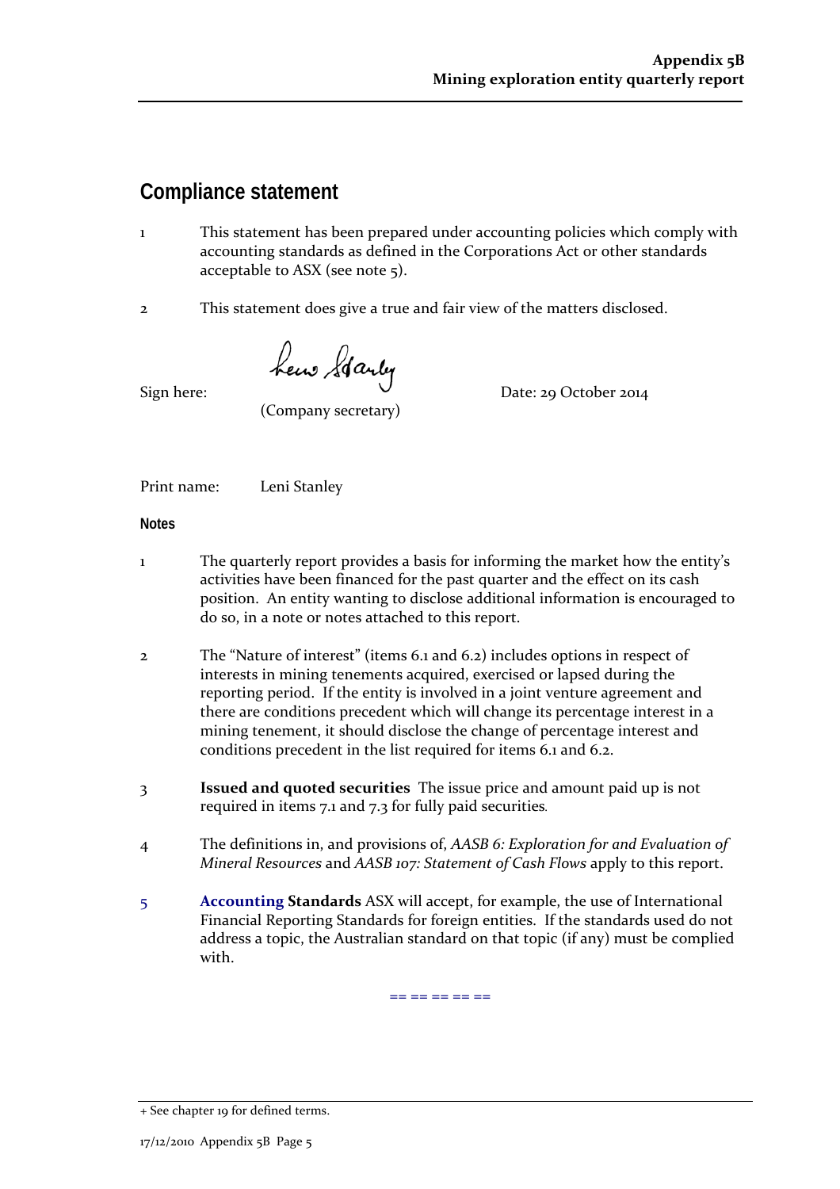## Compliance statement

1 This statement has been prepared under accounting policies which comply with accounting standards as defined in the Corporations Act or other standards acceptable to ASX (see note 5).

2 This statement does give a true and fair view of the matters disclosed.

Sign here: Leni Stanley (Company secretary) Date: 29 October 2014

Print name: Leni Stanley

**Notes**

1 The quarterly report provides a basis for informing the market how the entity's activities have been financed for the past quarter and the effect on its cash position. An entity wanting to disclose additional information is encouraged to do so, in a note or notes attached to this report.

2 The "Nature of interest" (items 6.1 and 6.2) includes options in respect of interests in mining tenements acquired, exercised or lapsed during the reporting period. If the entity is involved in a joint venture agreement and there are conditions precedent which will change its percentage interest in a mining tenement, it should disclose the change of percentage interest and conditions precedent in the list required for items 6.1 and 6.2.

3 **Issued and quoted securities** The issue price and amount paid up is not required in items 7.1 and 7.3 for fully paid securities.

4 The definitions in, and provisions of, *AASB 6: Exploration for and Evaluation of Mineral Resources* and *AASB 107: Statement of Cash Flows* apply to this report.

5 **Accounting Standards** ASX will accept, for example, the use of International Financial Reporting Standards for foreign entities. If the standards used do not address a topic, the Australian standard on that topic (if any) must be complied with.

== == == == ==

+ See chapter 19 for defined terms.